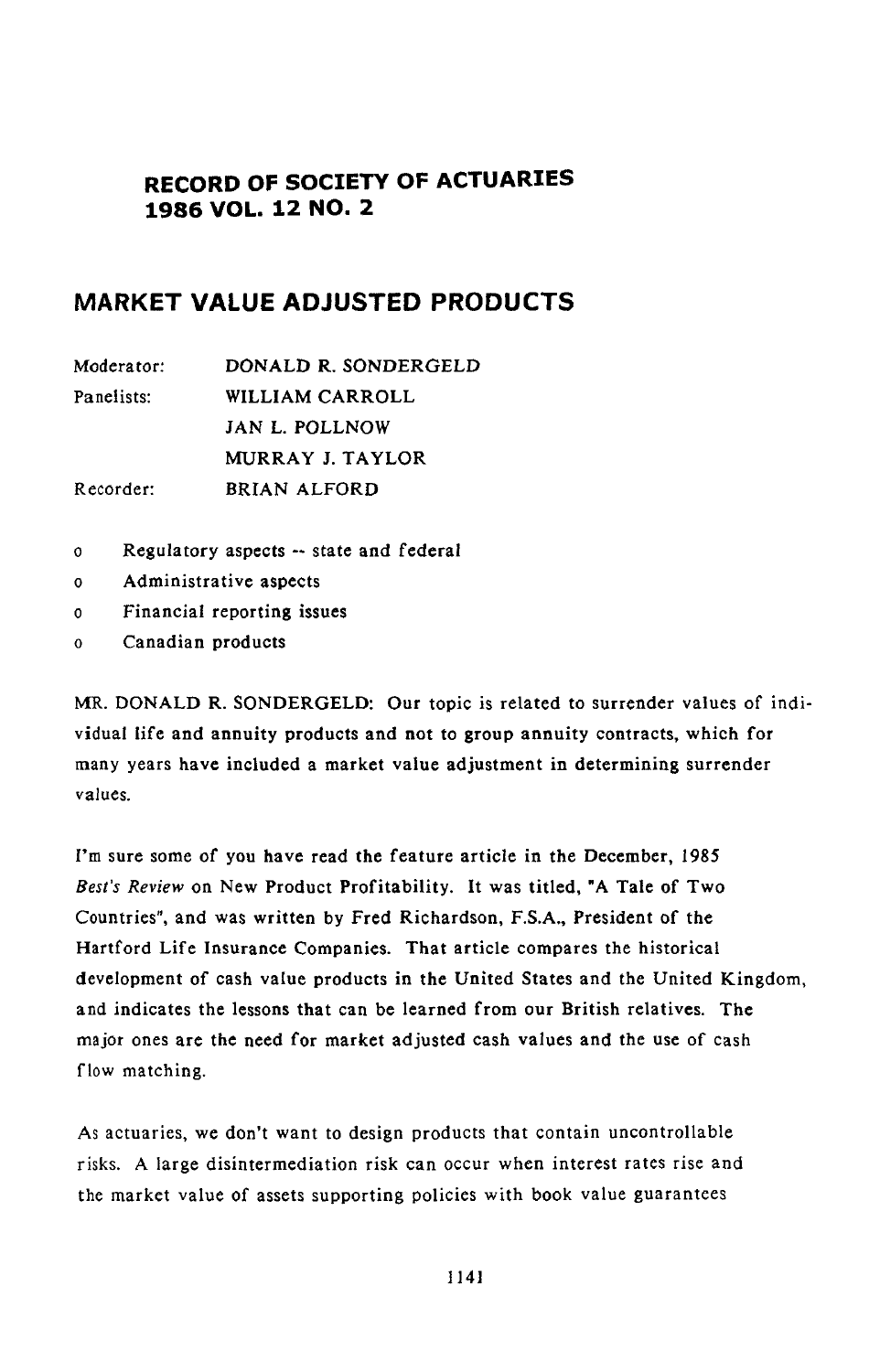# RECORD OF SOCIETY OF ACTUARIES
# 1986 VOL. 12 NO. 2

## MARKET VALUE ADJUSTED PRODUCTS

| | |
|---|---|
| Moderator: | DONALD R. SONDERGELD |
| Panelists: | WILLIAM CARROLL |
| | JAN L. POLLNOW |
| | MURRAY J. TAYLOR |
| Recorder: | BRIAN ALFORD |

- Regulatory aspects -- state and federal
- Administrative aspects
- Financial reporting issues
- Canadian products

MR. DONALD R. SONDERGELD: Our topic is related to surrender values of individual life and annuity products and not to group annuity contracts, which for many years have included a market value adjustment in determining surrender values.

I'm sure some of you have read the feature article in the December, 1985 *Best's Review* on New Product Profitability. It was titled, "A Tale of Two Countries", and was written by Fred Richardson, F.S.A., President of the Hartford Life Insurance Companies. That article compares the historical development of cash value products in the United States and the United Kingdom, and indicates the lessons that can be learned from our British relatives. The major ones are the need for market adjusted cash values and the use of cash flow matching.

As actuaries, we don't want to design products that contain uncontrollable risks. A large disintermediation risk can occur when interest rates rise and the market value of assets supporting policies with book value guarantees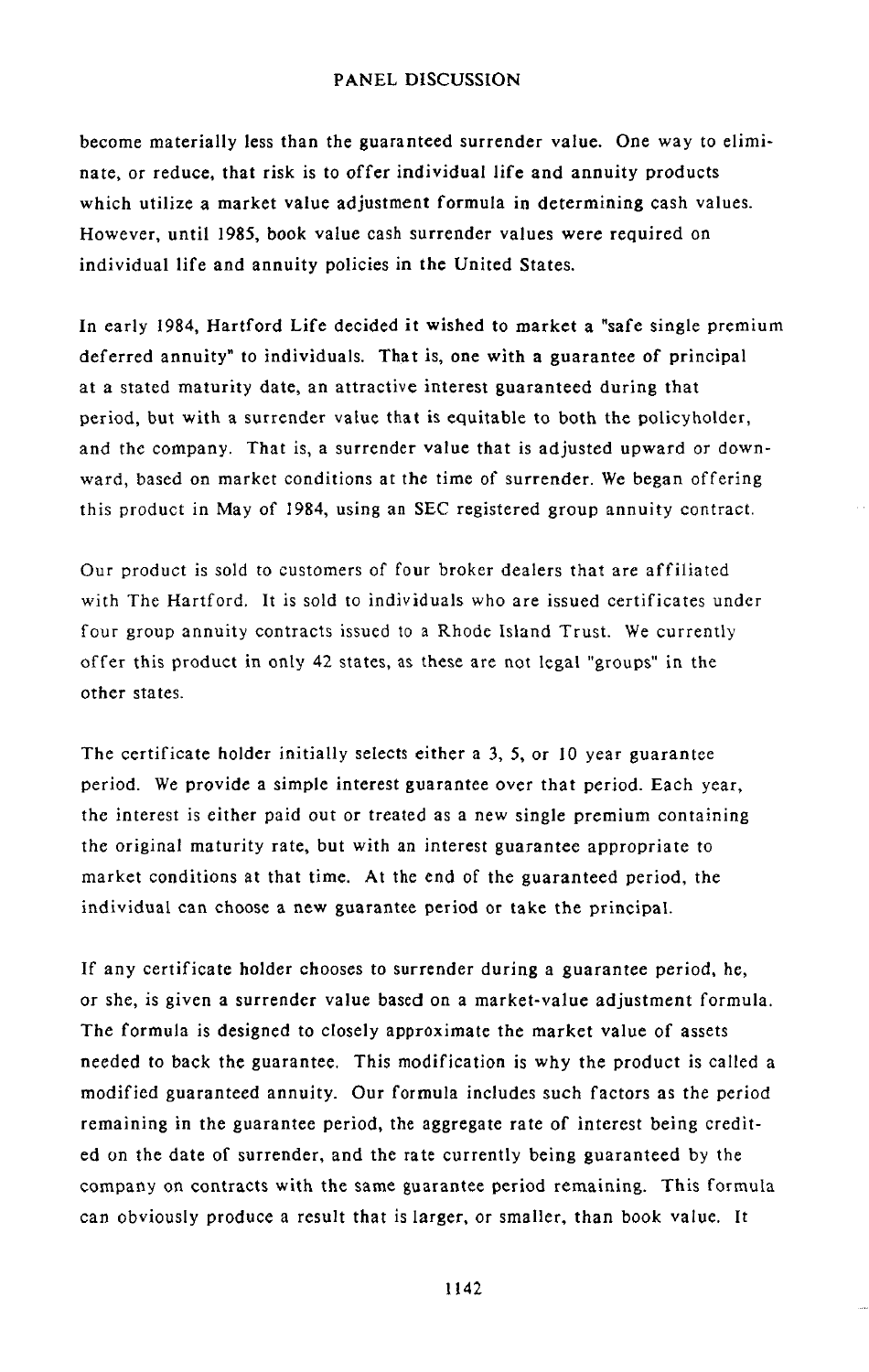become materially less than the guaranteed surrender value. One way to eliminate, or reduce, that risk is to offer individual life and annuity products which utilize a market value adjustment formula in determining cash values. However, until 1985, book value cash surrender values were required on individual life and annuity policies in the United States.

In early 1984, Hartford Life decided it wished to market a "safe single premium deferred annuity" to individuals. That is, one with a guarantee of principal at a stated maturity date, an attractive interest guaranteed during that period, but with a surrender value that is equitable to both the policyholder, and the company. That is, a surrender value that is adjusted upward or downward, based on market conditions at the time of surrender. We began offering this product in May of 1984, using an SEC registered group annuity contract.

Our product is sold to customers of four broker dealers that are affiliated with The Hartford. It is sold to individuals who are issued certificates under four group annuity contracts issued to a Rhode Island Trust. We currently offer this product in only 42 states, as these are not legal "groups" in the other states.

The certificate holder initially selects either a 3, 5, or 10 year guarantee period. We provide a simple interest guarantee over that period. Each year, the interest is either paid out or treated as a new single premium containing the original maturity rate, but with an interest guarantee appropriate to market conditions at that time. At the end of the guaranteed period, the individual can choose a new guarantee period or take the principal.

If any certificate holder chooses to surrender during a guarantee period, he, or she, is given a surrender value based on a market-value adjustment formula. The formula is designed to closely approximate the market value of assets needed to back the guarantee. This modification is why the product is called a modified guaranteed annuity. Our formula includes such factors as the period remaining in the guarantee period, the aggregate rate of interest being credited on the date of surrender, and the rate currently being guaranteed by the company on contracts with the same guarantee period remaining. This formula can obviously produce a result that is larger, or smaller, than book value. It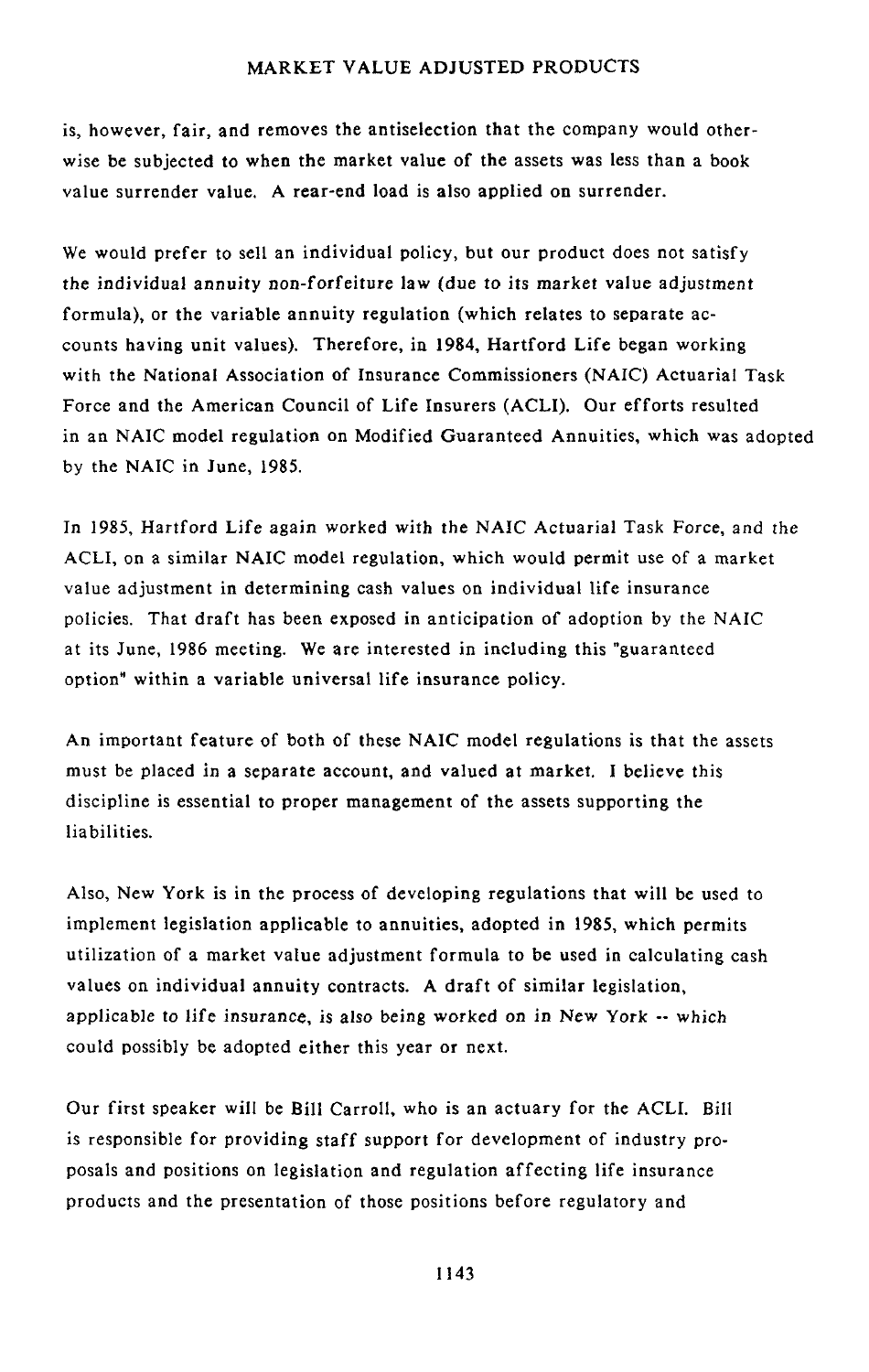is, however, fair, and removes the antiselection that the company would otherwise be subjected to when the market value of the assets was less than a book value surrender value. A rear-end load is also applied on surrender.

We would prefer to sell an individual policy, but our product does not satisfy the individual annuity non-forfeiture law (due to its market value adjustment formula), or the variable annuity regulation (which relates to separate accounts having unit values). Therefore, in 1984, Hartford Life began working with the National Association of Insurance Commissioners (NAIC) Actuarial Task Force and the American Council of Life Insurers (ACLI). Our efforts resulted in an NAIC model regulation on Modified Guaranteed Annuities, which was adopted by the NAIC in June, 1985.

In 1985, Hartford Life again worked with the NAIC Actuarial Task Force, and the ACLI, on a similar NAIC model regulation, which would permit use of a market value adjustment in determining cash values on individual life insurance policies. That draft has been exposed in anticipation of adoption by the NAIC at its June, 1986 meeting. We are interested in including this "guaranteed option" within a variable universal life insurance policy.

An important feature of both of these NAIC model regulations is that the assets must be placed in a separate account, and valued at market. I believe this discipline is essential to proper management of the assets supporting the liabilities.

Also, New York is in the process of developing regulations that will be used to implement legislation applicable to annuities, adopted in 1985, which permits utilization of a market value adjustment formula to be used in calculating cash values on individual annuity contracts. A draft of similar legislation, applicable to life insurance, is also being worked on in New York -- which could possibly be adopted either this year or next.

Our first speaker will be Bill Carroll, who is an actuary for the ACLI. Bill is responsible for providing staff support for development of industry proposals and positions on legislation and regulation affecting life insurance products and the presentation of those positions before regulatory and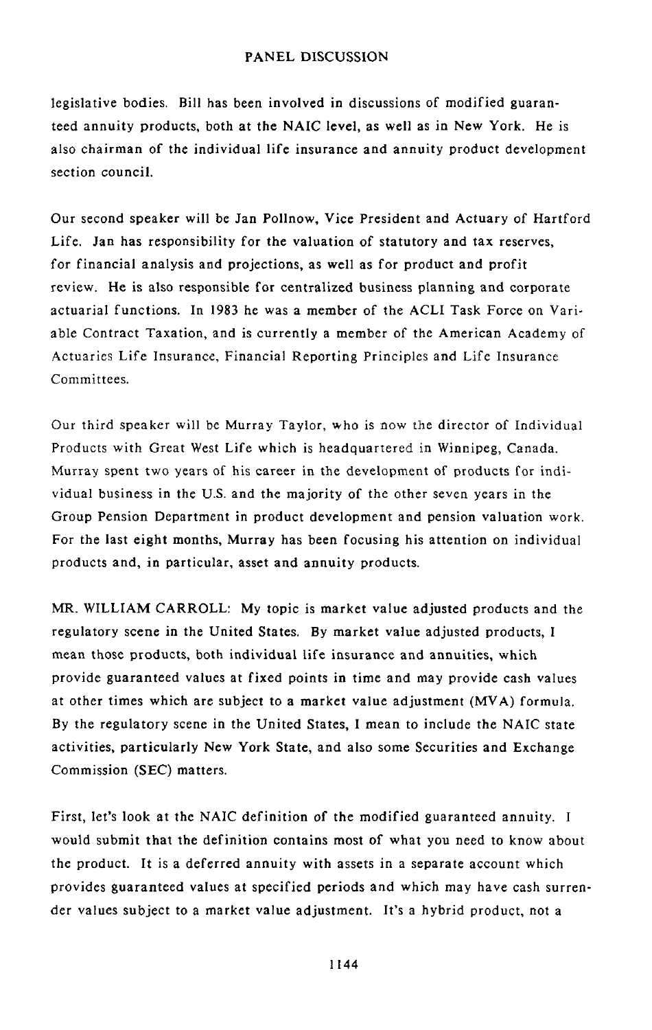legislative bodies. Bill has been involved in discussions of modified guaranteed annuity products, both at the NAIC level, as well as in New York. He is also chairman of the individual life insurance and annuity product development section council.

Our second speaker will be Jan Pollnow, Vice President and Actuary of Hartford Life. Jan has responsibility for the valuation of statutory and tax reserves, for financial analysis and projections, as well as for product and profit review. He is also responsible for centralized business planning and corporate actuarial functions. In 1983 he was a member of the ACLI Task Force on Variable Contract Taxation, and is currently a member of the American Academy of Actuaries Life Insurance, Financial Reporting Principles and Life Insurance Committees.

Our third speaker will be Murray Taylor, who is now the director of Individual Products with Great West Life which is headquartered in Winnipeg, Canada. Murray spent two years of his career in the development of products for individual business in the U.S. and the majority of the other seven years in the Group Pension Department in product development and pension valuation work. For the last eight months, Murray has been focusing his attention on individual products and, in particular, asset and annuity products.

MR. WILLIAM CARROLL: My topic is market value adjusted products and the regulatory scene in the United States. By market value adjusted products, I mean those products, both individual life insurance and annuities, which provide guaranteed values at fixed points in time and may provide cash values at other times which are subject to a market value adjustment (MVA) formula. By the regulatory scene in the United States, I mean to include the NAIC state activities, particularly New York State, and also some Securities and Exchange Commission (SEC) matters.

First, let's look at the NAIC definition of the modified guaranteed annuity. I would submit that the definition contains most of what you need to know about the product. It is a deferred annuity with assets in a separate account which provides guaranteed values at specified periods and which may have cash surrender values subject to a market value adjustment. It's a hybrid product, not a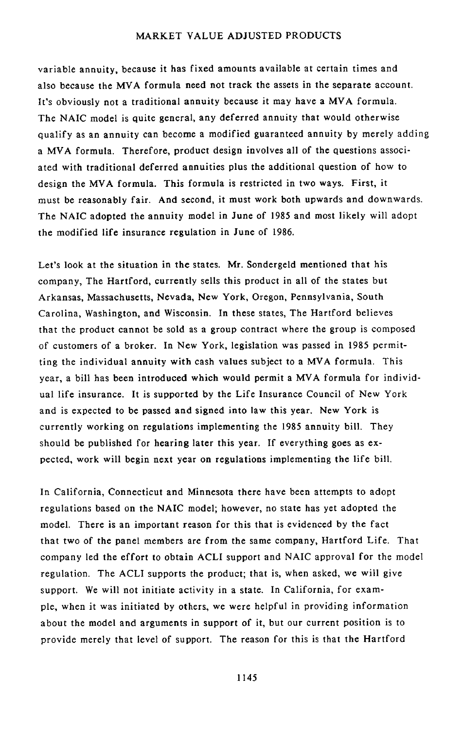variable annuity, because it has fixed amounts available at certain times and also because the MVA formula need not track the assets in the separate account. It's obviously not a traditional annuity because it may have a MVA formula. The NAIC model is quite general, any deferred annuity that would otherwise qualify as an annuity can become a modified guaranteed annuity by merely adding a MVA formula. Therefore, product design involves all of the questions associated with traditional deferred annuities plus the additional question of how to design the MVA formula. This formula is restricted in two ways. First, it must be reasonably fair. And second, it must work both upwards and downwards. The NAIC adopted the annuity model in June of 1985 and most likely will adopt the modified life insurance regulation in June of 1986.

Let's look at the situation in the states. Mr. Sondergeld mentioned that his company, The Hartford, currently sells this product in all of the states but Arkansas, Massachusetts, Nevada, New York, Oregon, Pennsylvania, South Carolina, Washington, and Wisconsin. In these states, The Hartford believes that the product cannot be sold as a group contract where the group is composed of customers of a broker. In New York, legislation was passed in 1985 permitting the individual annuity with cash values subject to a MVA formula. This year, a bill has been introduced which would permit a MVA formula for individual life insurance. It is supported by the Life Insurance Council of New York and is expected to be passed and signed into law this year. New York is currently working on regulations implementing the 1985 annuity bill. They should be published for hearing later this year. If everything goes as expected, work will begin next year on regulations implementing the life bill.

In California, Connecticut and Minnesota there have been attempts to adopt regulations based on the NAIC model; however, no state has yet adopted the model. There is an important reason for this that is evidenced by the fact that two of the panel members are from the same company, Hartford Life. That company led the effort to obtain ACLI support and NAIC approval for the model regulation. The ACLI supports the product; that is, when asked, we will give support. We will not initiate activity in a state. In California, for example, when it was initiated by others, we were helpful in providing information about the model and arguments in support of it, but our current position is to provide merely that level of support. The reason for this is that the Hartford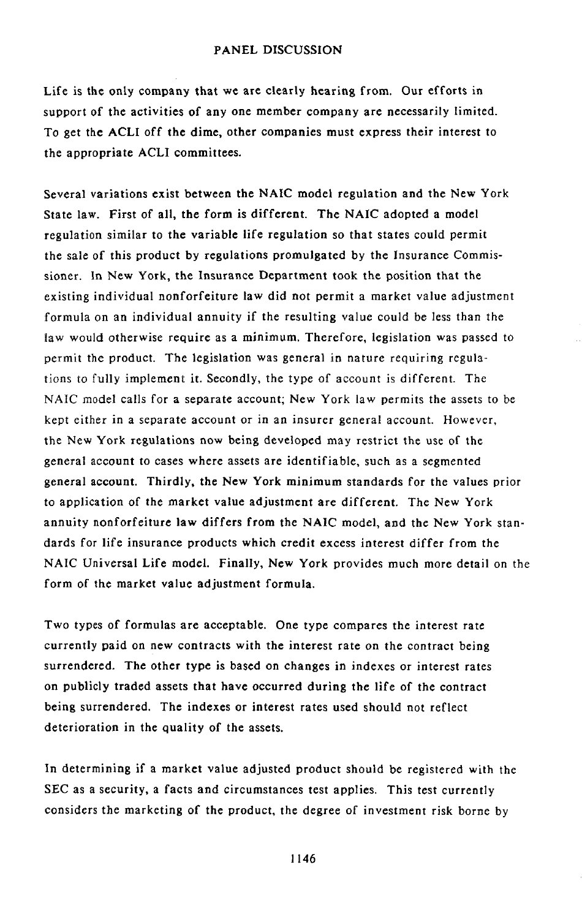Life is the only company that we are clearly hearing from. Our efforts in support of the activities of any one member company are necessarily limited. To get the ACLI off the dime, other companies must express their interest to the appropriate ACLI committees.

Several variations exist between the NAIC model regulation and the New York State law. First of all, the form is different. The NAIC adopted a model regulation similar to the variable life regulation so that states could permit the sale of this product by regulations promulgated by the Insurance Commissioner. In New York, the Insurance Department took the position that the existing individual nonforfeiture law did not permit a market value adjustment formula on an individual annuity if the resulting value could be less than the law would otherwise require as a minimum. Therefore, legislation was passed to permit the product. The legislation was general in nature requiring regulations to fully implement it. Secondly, the type of account is different. The NAIC model calls for a separate account; New York law permits the assets to be kept either in a separate account or in an insurer general account. However, the New York regulations now being developed may restrict the use of the general account to cases where assets are identifiable, such as a segmented general account. Thirdly, the New York minimum standards for the values prior to application of the market value adjustment are different. The New York annuity nonforfeiture law differs from the NAIC model, and the New York standards for life insurance products which credit excess interest differ from the NAIC Universal Life model. Finally, New York provides much more detail on the form of the market value adjustment formula.

Two types of formulas are acceptable. One type compares the interest rate currently paid on new contracts with the interest rate on the contract being surrendered. The other type is based on changes in indexes or interest rates on publicly traded assets that have occurred during the life of the contract being surrendered. The indexes or interest rates used should not reflect deterioration in the quality of the assets.

In determining if a market value adjusted product should be registered with the SEC as a security, a facts and circumstances test applies. This test currently considers the marketing of the product, the degree of investment risk borne by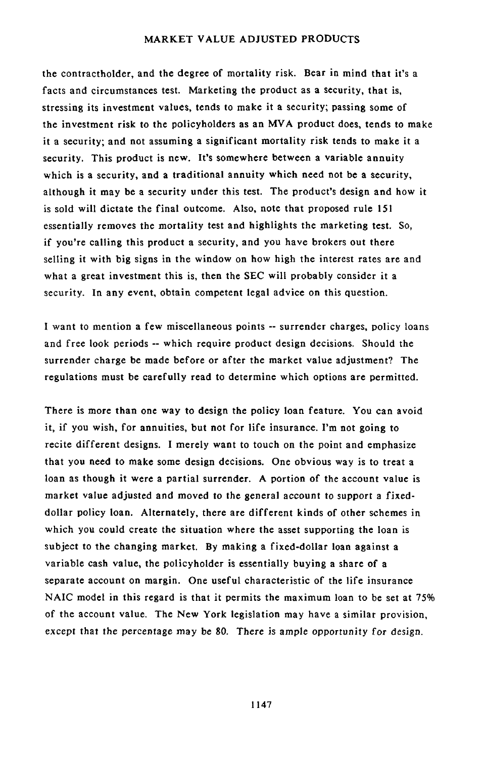the contractholder, and the degree of mortality risk. Bear in mind that it's a facts and circumstances test. Marketing the product as a security, that is, stressing its investment values, tends to make it a security; passing some of the investment risk to the policyholders as an MVA product does, tends to make it a security; and not assuming a significant mortality risk tends to make it a security. This product is new. It's somewhere between a variable annuity which is a security, and a traditional annuity which need not be a security, although it may be a security under this test. The product's design and how it is sold will dictate the final outcome. Also, note that proposed rule 151 essentially removes the mortality test and highlights the marketing test. So, if you're calling this product a security, and you have brokers out there selling it with big signs in the window on how high the interest rates are and what a great investment this is, then the SEC will probably consider it a security. In any event, obtain competent legal advice on this question.

I want to mention a few miscellaneous points -- surrender charges, policy loans and free look periods -- which require product design decisions. Should the surrender charge be made before or after the market value adjustment? The regulations must be carefully read to determine which options are permitted.

There is more than one way to design the policy loan feature. You can avoid it, if you wish, for annuities, but not for life insurance. I'm not going to recite different designs. I merely want to touch on the point and emphasize that you need to make some design decisions. One obvious way is to treat a loan as though it were a partial surrender. A portion of the account value is market value adjusted and moved to the general account to support a fixed-dollar policy loan. Alternately, there are different kinds of other schemes in which you could create the situation where the asset supporting the loan is subject to the changing market. By making a fixed-dollar loan against a variable cash value, the policyholder is essentially buying a share of a separate account on margin. One useful characteristic of the life insurance NAIC model in this regard is that it permits the maximum loan to be set at 75% of the account value. The New York legislation may have a similar provision, except that the percentage may be 80. There is ample opportunity for design.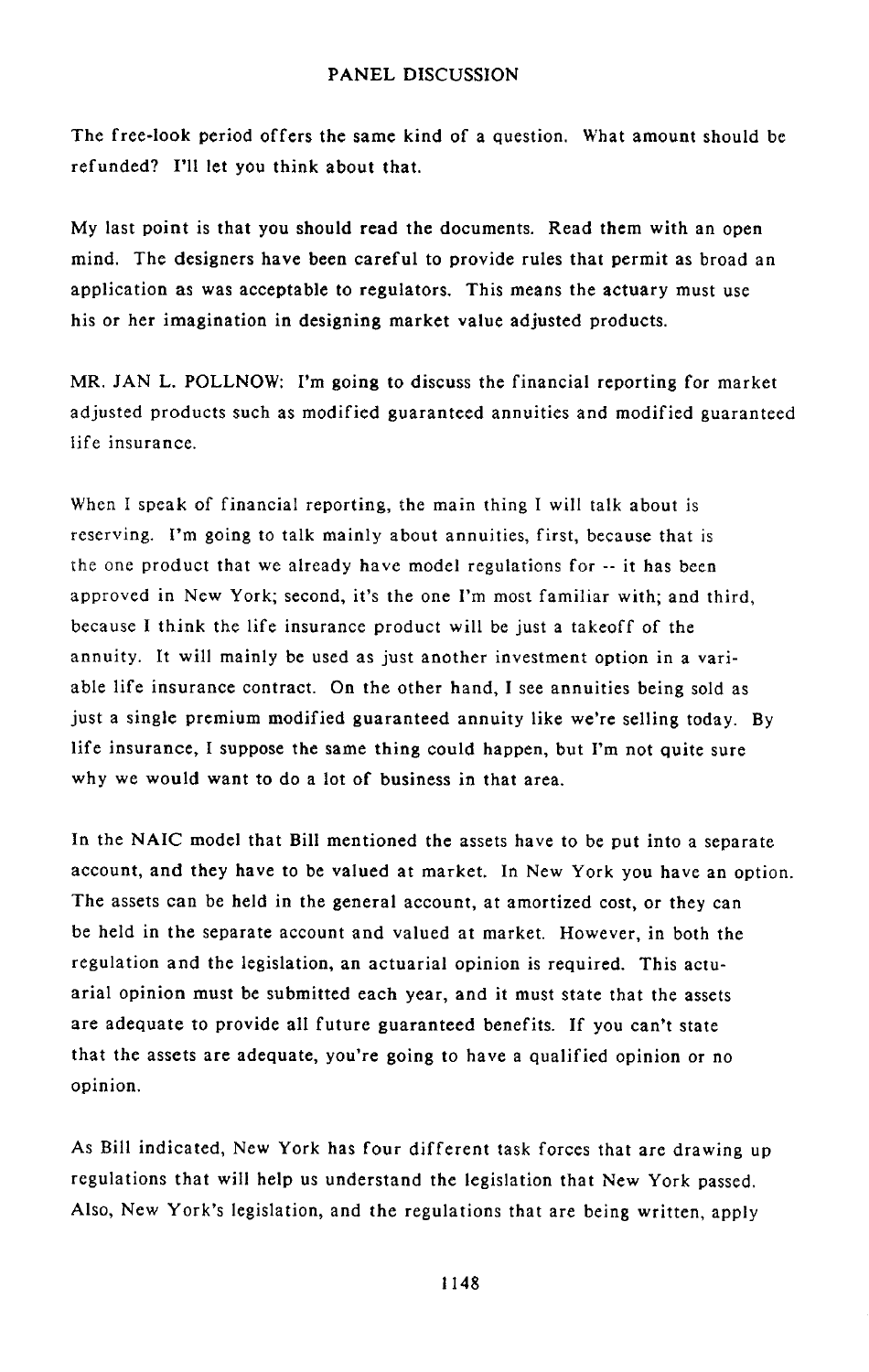The free-look period offers the same kind of a question. What amount should be refunded? I'll let you think about that.

My last point is that you should read the documents. Read them with an open mind. The designers have been careful to provide rules that permit as broad an application as was acceptable to regulators. This means the actuary must use his or her imagination in designing market value adjusted products.

MR. JAN L. POLLNOW: I'm going to discuss the financial reporting for market adjusted products such as modified guaranteed annuities and modified guaranteed life insurance.

When I speak of financial reporting, the main thing I will talk about is reserving. I'm going to talk mainly about annuities, first, because that is the one product that we already have model regulations for -- it has been approved in New York; second, it's the one I'm most familiar with; and third, because I think the life insurance product will be just a takeoff of the annuity. It will mainly be used as just another investment option in a variable life insurance contract. On the other hand, I see annuities being sold as just a single premium modified guaranteed annuity like we're selling today. By life insurance, I suppose the same thing could happen, but I'm not quite sure why we would want to do a lot of business in that area.

In the NAIC model that Bill mentioned the assets have to be put into a separate account, and they have to be valued at market. In New York you have an option. The assets can be held in the general account, at amortized cost, or they can be held in the separate account and valued at market. However, in both the regulation and the legislation, an actuarial opinion is required. This actuarial opinion must be submitted each year, and it must state that the assets are adequate to provide all future guaranteed benefits. If you can't state that the assets are adequate, you're going to have a qualified opinion or no opinion.

As Bill indicated, New York has four different task forces that are drawing up regulations that will help us understand the legislation that New York passed. Also, New York's legislation, and the regulations that are being written, apply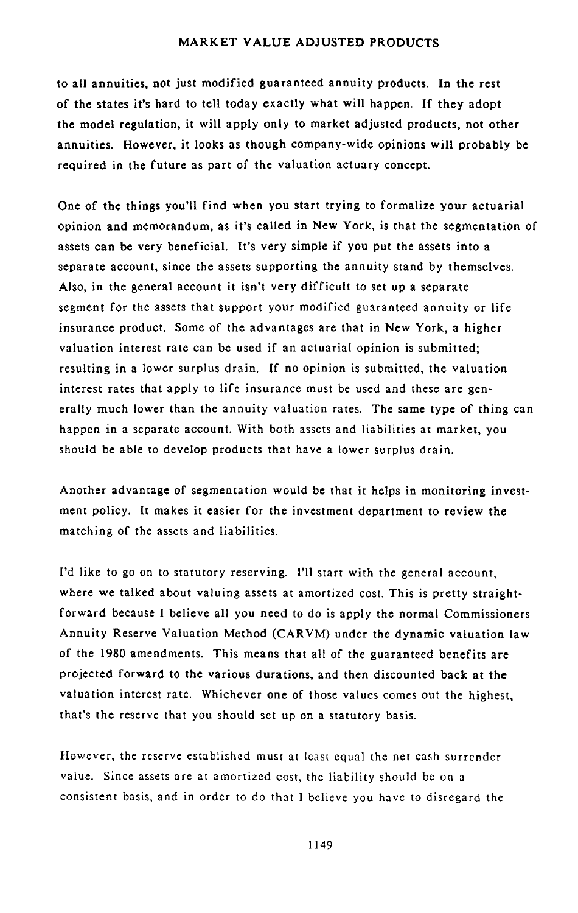to all annuities, not just modified guaranteed annuity products. In the rest of the states it's hard to tell today exactly what will happen. If they adopt the model regulation, it will apply only to market adjusted products, not other annuities. However, it looks as though company-wide opinions will probably be required in the future as part of the valuation actuary concept.

One of the things you'll find when you start trying to formalize your actuarial opinion and memorandum, as it's called in New York, is that the segmentation of assets can be very beneficial. It's very simple if you put the assets into a separate account, since the assets supporting the annuity stand by themselves. Also, in the general account it isn't very difficult to set up a separate segment for the assets that support your modified guaranteed annuity or life insurance product. Some of the advantages are that in New York, a higher valuation interest rate can be used if an actuarial opinion is submitted; resulting in a lower surplus drain. If no opinion is submitted, the valuation interest rates that apply to life insurance must be used and these are generally much lower than the annuity valuation rates. The same type of thing can happen in a separate account. With both assets and liabilities at market, you should be able to develop products that have a lower surplus drain.

Another advantage of segmentation would be that it helps in monitoring investment policy. It makes it easier for the investment department to review the matching of the assets and liabilities.

I'd like to go on to statutory reserving. I'll start with the general account, where we talked about valuing assets at amortized cost. This is pretty straightforward because I believe all you need to do is apply the normal Commissioners Annuity Reserve Valuation Method (CARVM) under the dynamic valuation law of the 1980 amendments. This means that all of the guaranteed benefits are projected forward to the various durations, and then discounted back at the valuation interest rate. Whichever one of those values comes out the highest, that's the reserve that you should set up on a statutory basis.

However, the reserve established must at least equal the net cash surrender value. Since assets are at amortized cost, the liability should be on a consistent basis, and in order to do that I believe you have to disregard the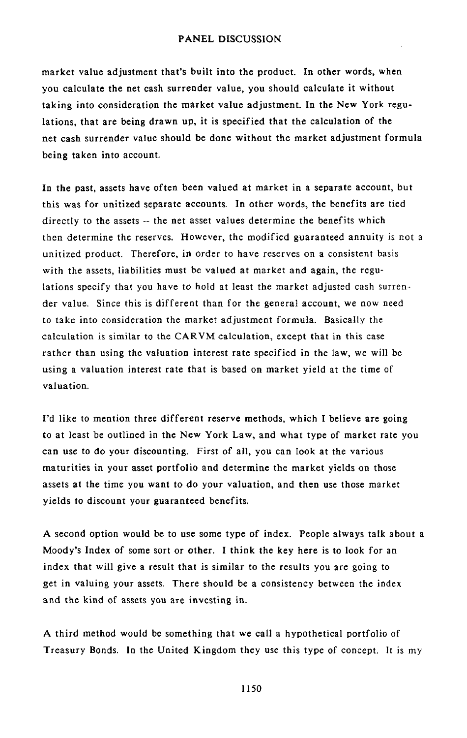market value adjustment that's built into the product. In other words, when you calculate the net cash surrender value, you should calculate it without taking into consideration the market value adjustment. In the New York regulations, that are being drawn up, it is specified that the calculation of the net cash surrender value should be done without the market adjustment formula being taken into account.

In the past, assets have often been valued at market in a separate account, but this was for unitized separate accounts. In other words, the benefits are tied directly to the assets -- the net asset values determine the benefits which then determine the reserves. However, the modified guaranteed annuity is not a unitized product. Therefore, in order to have reserves on a consistent basis with the assets, liabilities must be valued at market and again, the regulations specify that you have to hold at least the market adjusted cash surrender value. Since this is different than for the general account, we now need to take into consideration the market adjustment formula. Basically the calculation is similar to the CARVM calculation, except that in this case rather than using the valuation interest rate specified in the law, we will be using a valuation interest rate that is based on market yield at the time of valuation.

I'd like to mention three different reserve methods, which I believe are going to at least be outlined in the New York Law, and what type of market rate you can use to do your discounting. First of all, you can look at the various maturities in your asset portfolio and determine the market yields on those assets at the time you want to do your valuation, and then use those market yields to discount your guaranteed benefits.

A second option would be to use some type of index. People always talk about a Moody's Index of some sort or other. I think the key here is to look for an index that will give a result that is similar to the results you are going to get in valuing your assets. There should be a consistency between the index and the kind of assets you are investing in.

A third method would be something that we call a hypothetical portfolio of Treasury Bonds. In the United Kingdom they use this type of concept. It is my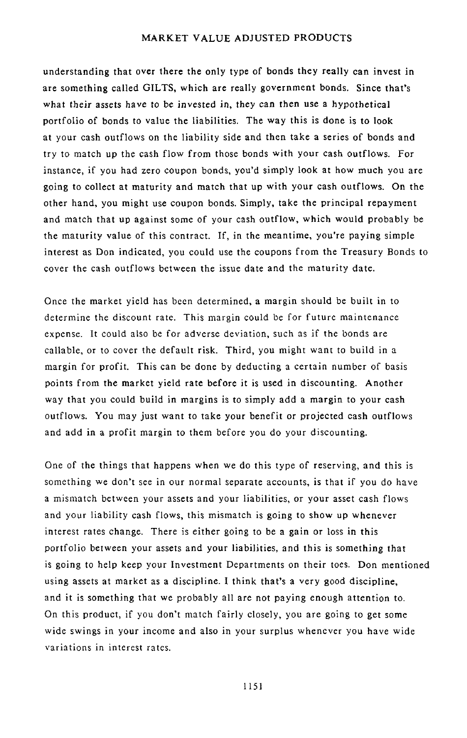understanding that over there the only type of bonds they really can invest in are something called GILTS, which are really government bonds. Since that's what their assets have to be invested in, they can then use a hypothetical portfolio of bonds to value the liabilities. The way this is done is to look at your cash outflows on the liability side and then take a series of bonds and try to match up the cash flow from those bonds with your cash outflows. For instance, if you had zero coupon bonds, you'd simply look at how much you are going to collect at maturity and match that up with your cash outflows. On the other hand, you might use coupon bonds. Simply, take the principal repayment and match that up against some of your cash outflow, which would probably be the maturity value of this contract. If, in the meantime, you're paying simple interest as Don indicated, you could use the coupons from the Treasury Bonds to cover the cash outflows between the issue date and the maturity date.

Once the market yield has been determined, a margin should be built in to determine the discount rate. This margin could be for future maintenance expense. It could also be for adverse deviation, such as if the bonds are callable, or to cover the default risk. Third, you might want to build in a margin for profit. This can be done by deducting a certain number of basis points from the market yield rate before it is used in discounting. Another way that you could build in margins is to simply add a margin to your cash outflows. You may just want to take your benefit or projected cash outflows and add in a profit margin to them before you do your discounting.

One of the things that happens when we do this type of reserving, and this is something we don't see in our normal separate accounts, is that if you do have a mismatch between your assets and your liabilities, or your asset cash flows and your liability cash flows, this mismatch is going to show up whenever interest rates change. There is either going to be a gain or loss in this portfolio between your assets and your liabilities, and this is something that is going to help keep your Investment Departments on their toes. Don mentioned using assets at market as a discipline. I think that's a very good discipline, and it is something that we probably all are not paying enough attention to. On this product, if you don't match fairly closely, you are going to get some wide swings in your income and also in your surplus whenever you have wide variations in interest rates.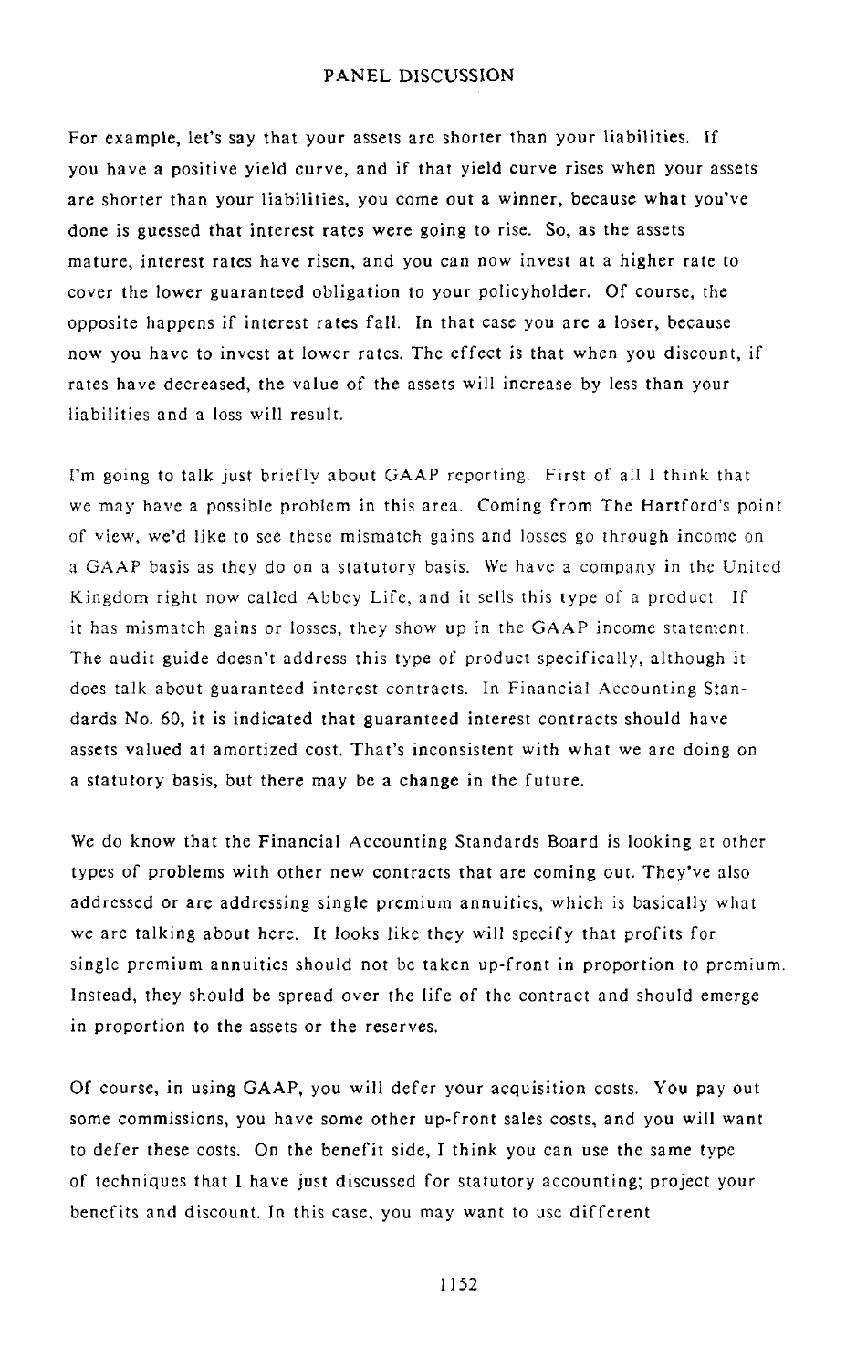For example, let's say that your assets are shorter than your liabilities. If you have a positive yield curve, and if that yield curve rises when your assets are shorter than your liabilities, you come out a winner, because what you've done is guessed that interest rates were going to rise. So, as the assets mature, interest rates have risen, and you can now invest at a higher rate to cover the lower guaranteed obligation to your policyholder. Of course, the opposite happens if interest rates fall. In that case you are a loser, because now you have to invest at lower rates. The effect is that when you discount, if rates have decreased, the value of the assets will increase by less than your liabilities and a loss will result.

I'm going to talk just briefly about GAAP reporting. First of all I think that we may have a possible problem in this area. Coming from The Hartford's point of view, we'd like to see these mismatch gains and losses go through income on a GAAP basis as they do on a statutory basis. We have a company in the United Kingdom right now called Abbey Life, and it sells this type of a product. If it has mismatch gains or losses, they show up in the GAAP income statement. The audit guide doesn't address this type of product specifically, although it does talk about guaranteed interest contracts. In Financial Accounting Standards No. 60, it is indicated that guaranteed interest contracts should have assets valued at amortized cost. That's inconsistent with what we are doing on a statutory basis, but there may be a change in the future.

We do know that the Financial Accounting Standards Board is looking at other types of problems with other new contracts that are coming out. They've also addressed or are addressing single premium annuities, which is basically what we are talking about here. It looks like they will specify that profits for single premium annuities should not be taken up-front in proportion to premium. Instead, they should be spread over the life of the contract and should emerge in proportion to the assets or the reserves.

Of course, in using GAAP, you will defer your acquisition costs. You pay out some commissions, you have some other up-front sales costs, and you will want to defer these costs. On the benefit side, I think you can use the same type of techniques that I have just discussed for statutory accounting; project your benefits and discount. In this case, you may want to use different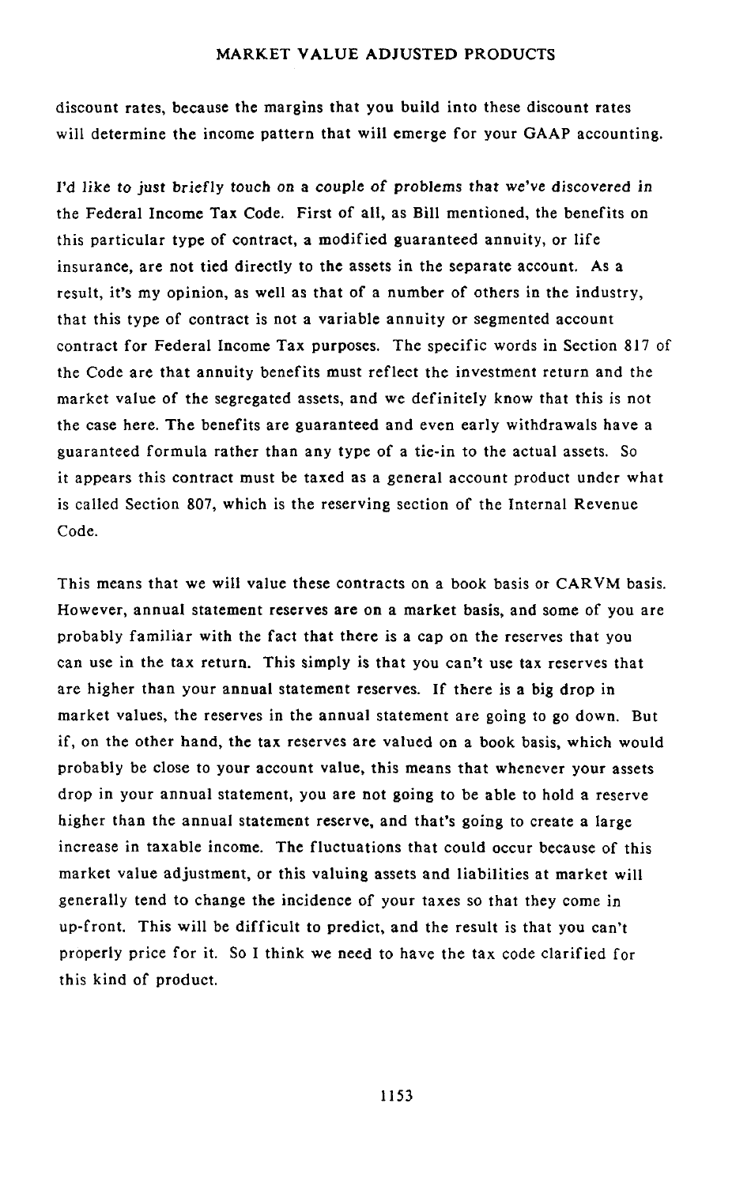discount rates, because the margins that you build into these discount rates will determine the income pattern that will emerge for your GAAP accounting.

I'd like to just briefly touch on a couple of problems that we've discovered in the Federal Income Tax Code. First of all, as Bill mentioned, the benefits on this particular type of contract, a modified guaranteed annuity, or life insurance, are not tied directly to the assets in the separate account. As a result, it's my opinion, as well as that of a number of others in the industry, that this type of contract is not a variable annuity or segmented account contract for Federal Income Tax purposes. The specific words in Section 817 of the Code are that annuity benefits must reflect the investment return and the market value of the segregated assets, and we definitely know that this is not the case here. The benefits are guaranteed and even early withdrawals have a guaranteed formula rather than any type of a tie-in to the actual assets. So it appears this contract must be taxed as a general account product under what is called Section 807, which is the reserving section of the Internal Revenue Code.

This means that we will value these contracts on a book basis or CARVM basis. However, annual statement reserves are on a market basis, and some of you are probably familiar with the fact that there is a cap on the reserves that you can use in the tax return. This simply is that you can't use tax reserves that are higher than your annual statement reserves. If there is a big drop in market values, the reserves in the annual statement are going to go down. But if, on the other hand, the tax reserves are valued on a book basis, which would probably be close to your account value, this means that whenever your assets drop in your annual statement, you are not going to be able to hold a reserve higher than the annual statement reserve, and that's going to create a large increase in taxable income. The fluctuations that could occur because of this market value adjustment, or this valuing assets and liabilities at market will generally tend to change the incidence of your taxes so that they come in up-front. This will be difficult to predict, and the result is that you can't properly price for it. So I think we need to have the tax code clarified for this kind of product.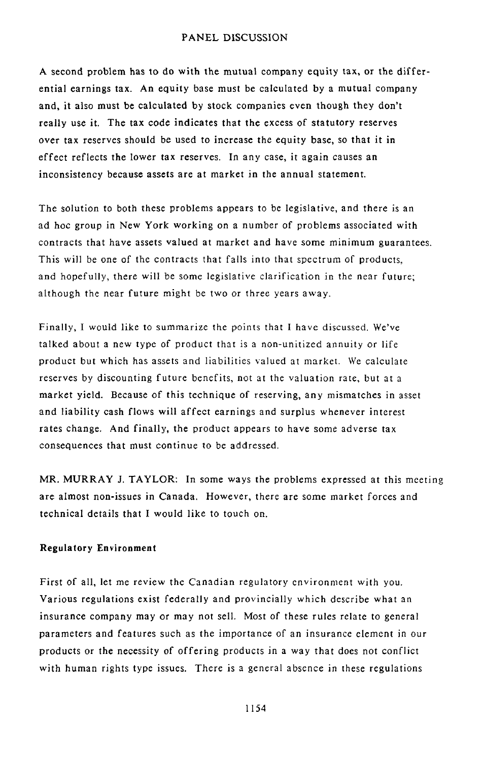A second problem has to do with the mutual company equity tax, or the differential earnings tax. An equity base must be calculated by a mutual company and, it also must be calculated by stock companies even though they don't really use it. The tax code indicates that the excess of statutory reserves over tax reserves should be used to increase the equity base, so that it in effect reflects the lower tax reserves. In any case, it again causes an inconsistency because assets are at market in the annual statement.

The solution to both these problems appears to be legislative, and there is an ad hoc group in New York working on a number of problems associated with contracts that have assets valued at market and have some minimum guarantees. This will be one of the contracts that falls into that spectrum of products, and hopefully, there will be some legislative clarification in the near future; although the near future might be two or three years away.

Finally, I would like to summarize the points that I have discussed. We've talked about a new type of product that is a non-unitized annuity or life product but which has assets and liabilities valued at market. We calculate reserves by discounting future benefits, not at the valuation rate, but at a market yield. Because of this technique of reserving, any mismatches in asset and liability cash flows will affect earnings and surplus whenever interest rates change. And finally, the product appears to have some adverse tax consequences that must continue to be addressed.

MR. MURRAY J. TAYLOR: In some ways the problems expressed at this meeting are almost non-issues in Canada. However, there are some market forces and technical details that I would like to touch on.

**Regulatory Environment**

First of all, let me review the Canadian regulatory environment with you. Various regulations exist federally and provincially which describe what an insurance company may or may not sell. Most of these rules relate to general parameters and features such as the importance of an insurance element in our products or the necessity of offering products in a way that does not conflict with human rights type issues. There is a general absence in these regulations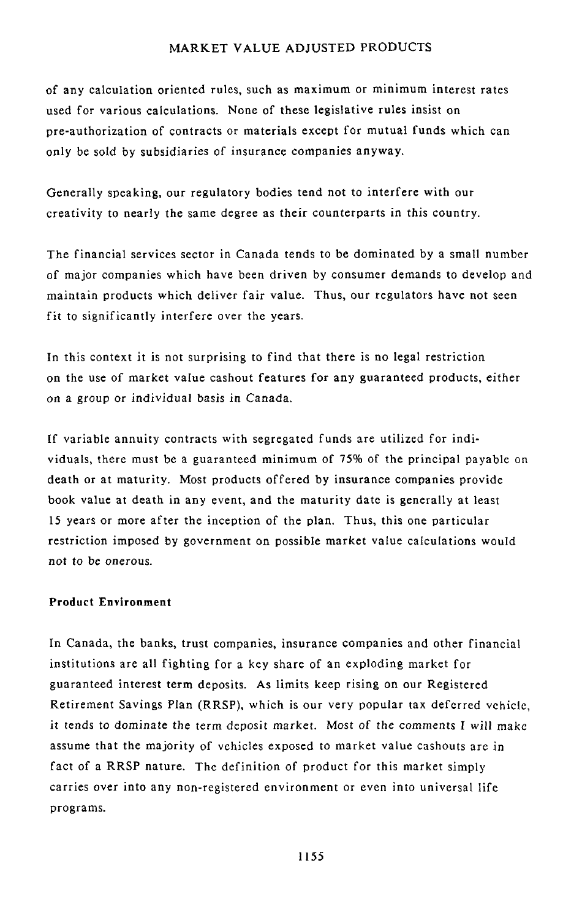of any calculation oriented rules, such as maximum or minimum interest rates used for various calculations. None of these legislative rules insist on pre-authorization of contracts or materials except for mutual funds which can only be sold by subsidiaries of insurance companies anyway.

Generally speaking, our regulatory bodies tend not to interfere with our creativity to nearly the same degree as their counterparts in this country.

The financial services sector in Canada tends to be dominated by a small number of major companies which have been driven by consumer demands to develop and maintain products which deliver fair value. Thus, our regulators have not seen fit to significantly interfere over the years.

In this context it is not surprising to find that there is no legal restriction on the use of market value cashout features for any guaranteed products, either on a group or individual basis in Canada.

If variable annuity contracts with segregated funds are utilized for individuals, there must be a guaranteed minimum of 75% of the principal payable on death or at maturity. Most products offered by insurance companies provide book value at death in any event, and the maturity date is generally at least 15 years or more after the inception of the plan. Thus, this one particular restriction imposed by government on possible market value calculations would not to be onerous.

**Product Environment**

In Canada, the banks, trust companies, insurance companies and other financial institutions are all fighting for a key share of an exploding market for guaranteed interest term deposits. As limits keep rising on our Registered Retirement Savings Plan (RRSP), which is our very popular tax deferred vehicle, it tends to dominate the term deposit market. Most of the comments I will make assume that the majority of vehicles exposed to market value cashouts are in fact of a RRSP nature. The definition of product for this market simply carries over into any non-registered environment or even into universal life programs.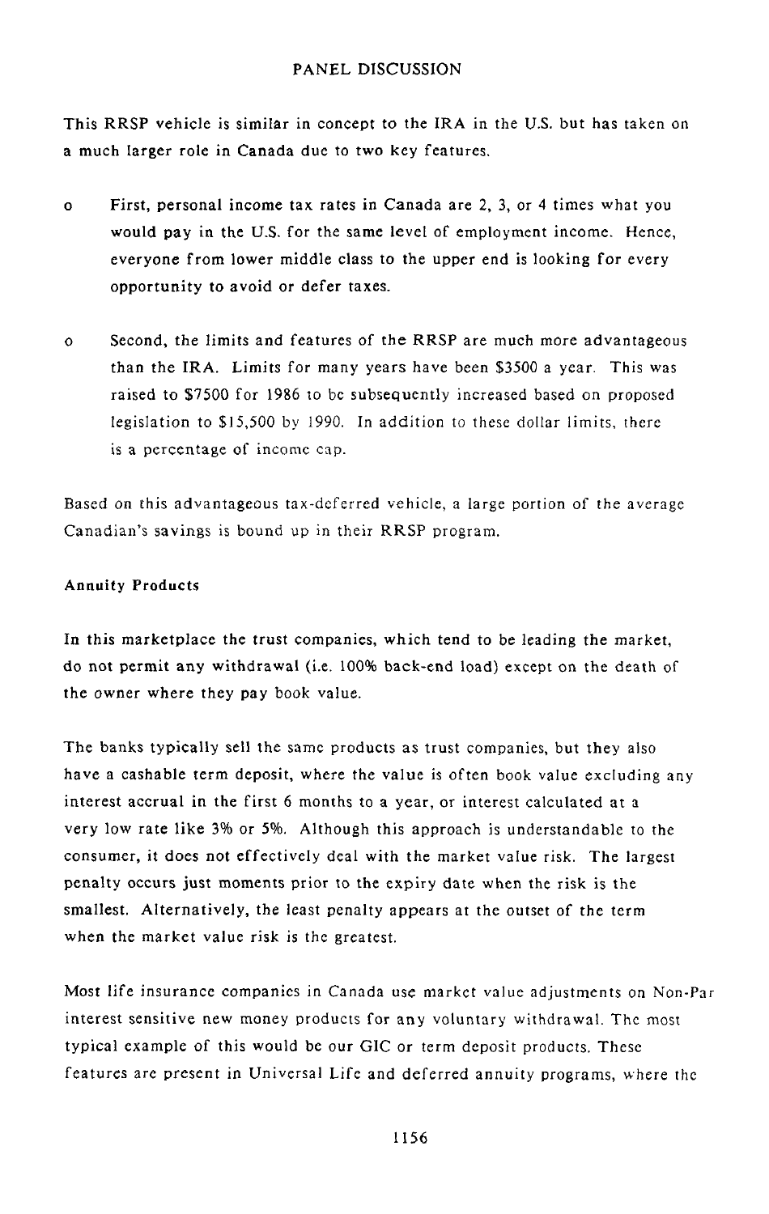This RRSP vehicle is similar in concept to the IRA in the U.S. but has taken on a much larger role in Canada due to two key features.

- First, personal income tax rates in Canada are 2, 3, or 4 times what you would pay in the U.S. for the same level of employment income. Hence, everyone from lower middle class to the upper end is looking for every opportunity to avoid or defer taxes.

- Second, the limits and features of the RRSP are much more advantageous than the IRA. Limits for many years have been $3500 a year. This was raised to $7500 for 1986 to be subsequently increased based on proposed legislation to $15,500 by 1990. In addition to these dollar limits, there is a percentage of income cap.

Based on this advantageous tax-deferred vehicle, a large portion of the average Canadian's savings is bound up in their RRSP program.

**Annuity Products**

In this marketplace the trust companies, which tend to be leading the market, do not permit any withdrawal (i.e. 100% back-end load) except on the death of the owner where they pay book value.

The banks typically sell the same products as trust companies, but they also have a cashable term deposit, where the value is often book value excluding any interest accrual in the first 6 months to a year, or interest calculated at a very low rate like 3% or 5%. Although this approach is understandable to the consumer, it does not effectively deal with the market value risk. The largest penalty occurs just moments prior to the expiry date when the risk is the smallest. Alternatively, the least penalty appears at the outset of the term when the market value risk is the greatest.

Most life insurance companies in Canada use market value adjustments on Non-Par interest sensitive new money products for any voluntary withdrawal. The most typical example of this would be our GIC or term deposit products. These features are present in Universal Life and deferred annuity programs, where the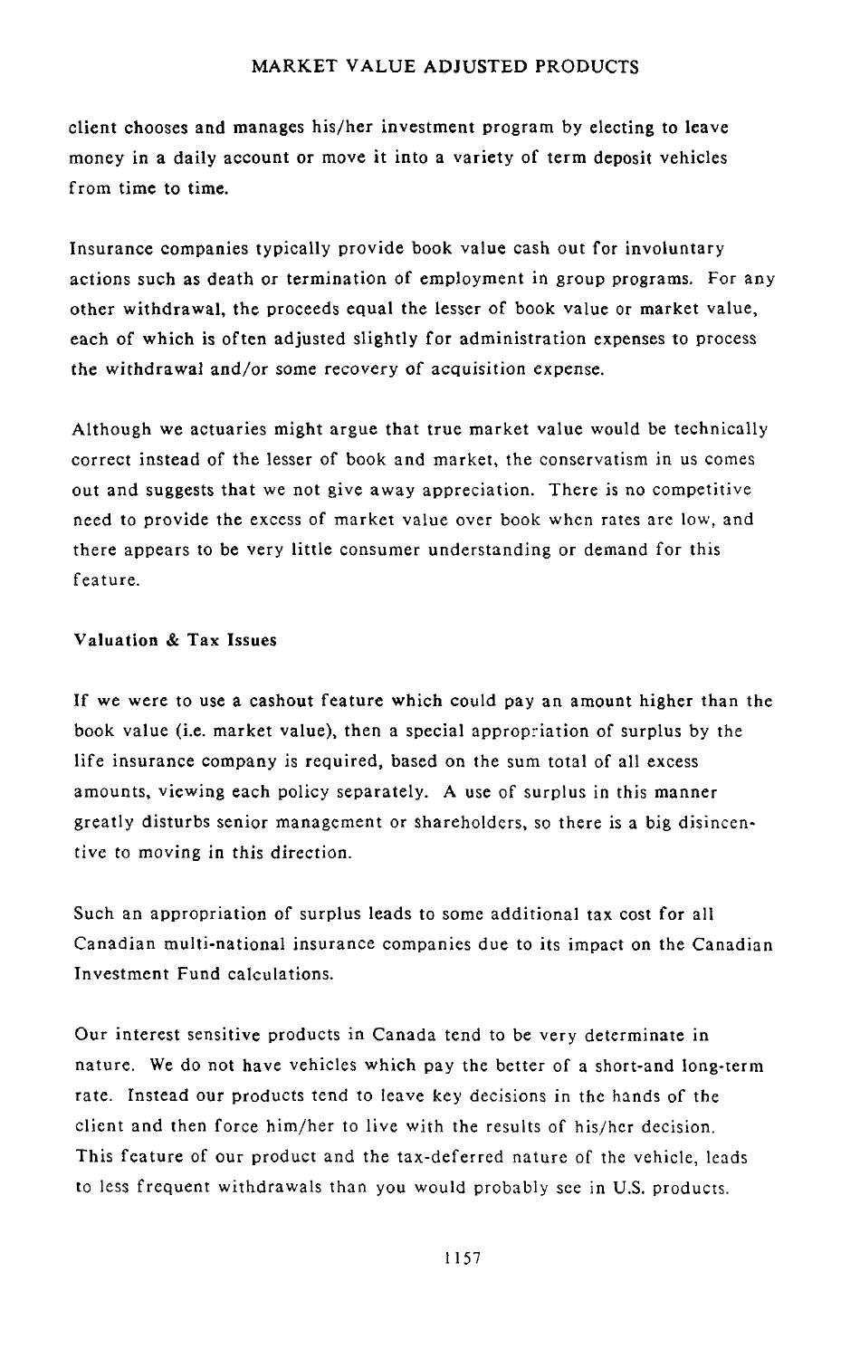client chooses and manages his/her investment program by electing to leave money in a daily account or move it into a variety of term deposit vehicles from time to time.

Insurance companies typically provide book value cash out for involuntary actions such as death or termination of employment in group programs. For any other withdrawal, the proceeds equal the lesser of book value or market value, each of which is often adjusted slightly for administration expenses to process the withdrawal and/or some recovery of acquisition expense.

Although we actuaries might argue that true market value would be technically correct instead of the lesser of book and market, the conservatism in us comes out and suggests that we not give away appreciation. There is no competitive need to provide the excess of market value over book when rates are low, and there appears to be very little consumer understanding or demand for this feature.

**Valuation & Tax Issues**

If we were to use a cashout feature which could pay an amount higher than the book value (i.e. market value), then a special appropriation of surplus by the life insurance company is required, based on the sum total of all excess amounts, viewing each policy separately. A use of surplus in this manner greatly disturbs senior management or shareholders, so there is a big disincentive to moving in this direction.

Such an appropriation of surplus leads to some additional tax cost for all Canadian multi-national insurance companies due to its impact on the Canadian Investment Fund calculations.

Our interest sensitive products in Canada tend to be very determinate in nature. We do not have vehicles which pay the better of a short-and long-term rate. Instead our products tend to leave key decisions in the hands of the client and then force him/her to live with the results of his/her decision. This feature of our product and the tax-deferred nature of the vehicle, leads to less frequent withdrawals than you would probably see in U.S. products.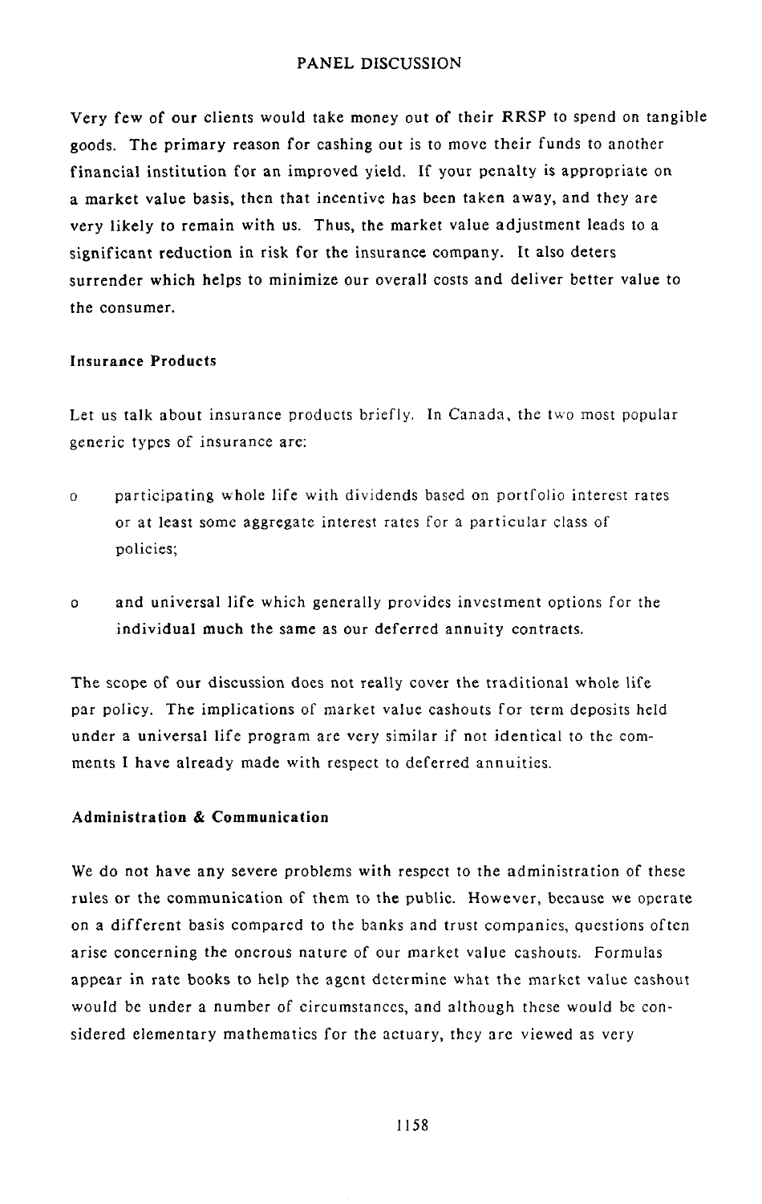Very few of our clients would take money out of their RRSP to spend on tangible goods. The primary reason for cashing out is to move their funds to another financial institution for an improved yield. If your penalty is appropriate on a market value basis, then that incentive has been taken away, and they are very likely to remain with us. Thus, the market value adjustment leads to a significant reduction in risk for the insurance company. It also deters surrender which helps to minimize our overall costs and deliver better value to the consumer.

### Insurance Products

Let us talk about insurance products briefly. In Canada, the two most popular generic types of insurance are:

- participating whole life with dividends based on portfolio interest rates or at least some aggregate interest rates for a particular class of policies;

- and universal life which generally provides investment options for the individual much the same as our deferred annuity contracts.

The scope of our discussion does not really cover the traditional whole life par policy. The implications of market value cashouts for term deposits held under a universal life program are very similar if not identical to the comments I have already made with respect to deferred annuities.

### Administration & Communication

We do not have any severe problems with respect to the administration of these rules or the communication of them to the public. However, because we operate on a different basis compared to the banks and trust companies, questions often arise concerning the onerous nature of our market value cashouts. Formulas appear in rate books to help the agent determine what the market value cashout would be under a number of circumstances, and although these would be considered elementary mathematics for the actuary, they are viewed as very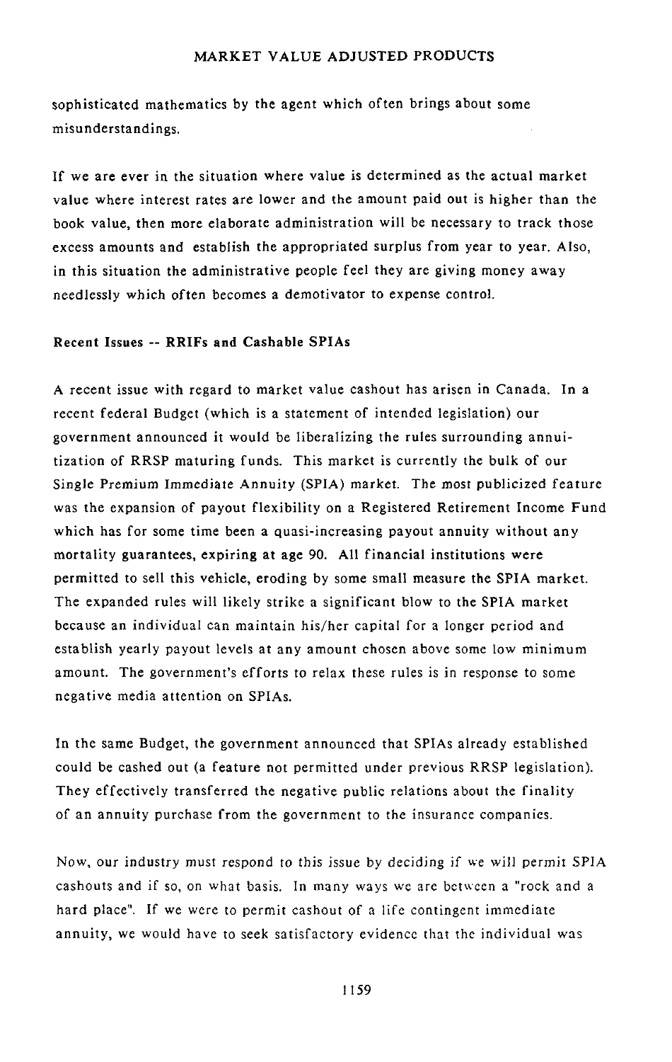sophisticated mathematics by the agent which often brings about some misunderstandings.

If we are ever in the situation where value is determined as the actual market value where interest rates are lower and the amount paid out is higher than the book value, then more elaborate administration will be necessary to track those excess amounts and establish the appropriated surplus from year to year. Also, in this situation the administrative people feel they are giving money away needlessly which often becomes a demotivator to expense control.

### Recent Issues -- RRIFs and Cashable SPIAs

A recent issue with regard to market value cashout has arisen in Canada. In a recent federal Budget (which is a statement of intended legislation) our government announced it would be liberalizing the rules surrounding annuitization of RRSP maturing funds. This market is currently the bulk of our Single Premium Immediate Annuity (SPIA) market. The most publicized feature was the expansion of payout flexibility on a Registered Retirement Income Fund which has for some time been a quasi-increasing payout annuity without any mortality guarantees, expiring at age 90. All financial institutions were permitted to sell this vehicle, eroding by some small measure the SPIA market. The expanded rules will likely strike a significant blow to the SPIA market because an individual can maintain his/her capital for a longer period and establish yearly payout levels at any amount chosen above some low minimum amount. The government's efforts to relax these rules is in response to some negative media attention on SPIAs.

In the same Budget, the government announced that SPIAs already established could be cashed out (a feature not permitted under previous RRSP legislation). They effectively transferred the negative public relations about the finality of an annuity purchase from the government to the insurance companies.

Now, our industry must respond to this issue by deciding if we will permit SPIA cashouts and if so, on what basis. In many ways we are between a "rock and a hard place". If we were to permit cashout of a life contingent immediate annuity, we would have to seek satisfactory evidence that the individual was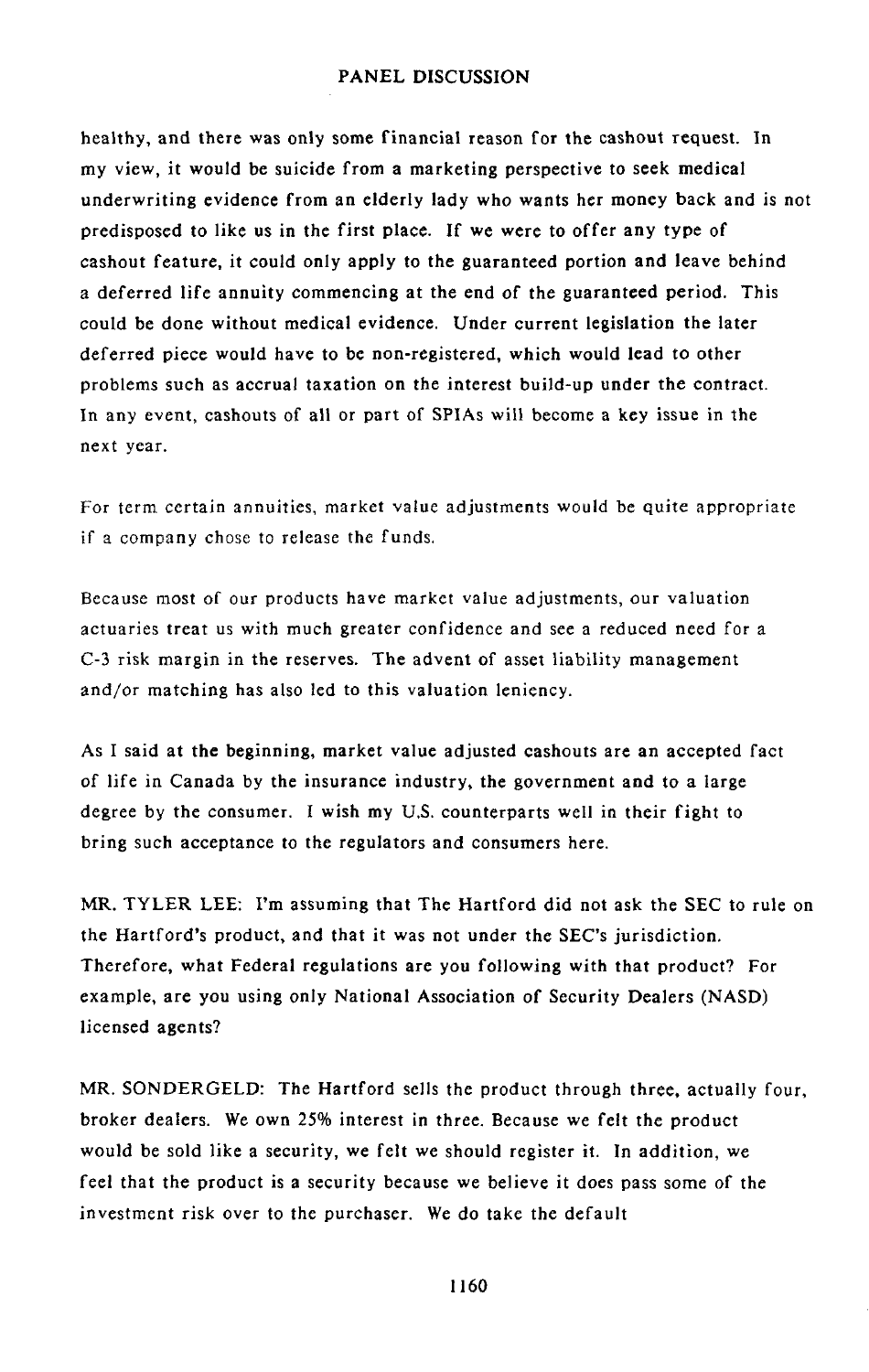healthy, and there was only some financial reason for the cashout request. In my view, it would be suicide from a marketing perspective to seek medical underwriting evidence from an elderly lady who wants her money back and is not predisposed to like us in the first place. If we were to offer any type of cashout feature, it could only apply to the guaranteed portion and leave behind a deferred life annuity commencing at the end of the guaranteed period. This could be done without medical evidence. Under current legislation the later deferred piece would have to be non-registered, which would lead to other problems such as accrual taxation on the interest build-up under the contract. In any event, cashouts of all or part of SPIAs will become a key issue in the next year.

For term certain annuities, market value adjustments would be quite appropriate if a company chose to release the funds.

Because most of our products have market value adjustments, our valuation actuaries treat us with much greater confidence and see a reduced need for a C-3 risk margin in the reserves. The advent of asset liability management and/or matching has also led to this valuation leniency.

As I said at the beginning, market value adjusted cashouts are an accepted fact of life in Canada by the insurance industry, the government and to a large degree by the consumer. I wish my U.S. counterparts well in their fight to bring such acceptance to the regulators and consumers here.

MR. TYLER LEE: I'm assuming that The Hartford did not ask the SEC to rule on the Hartford's product, and that it was not under the SEC's jurisdiction. Therefore, what Federal regulations are you following with that product? For example, are you using only National Association of Security Dealers (NASD) licensed agents?

MR. SONDERGELD: The Hartford sells the product through three, actually four, broker dealers. We own 25% interest in three. Because we felt the product would be sold like a security, we felt we should register it. In addition, we feel that the product is a security because we believe it does pass some of the investment risk over to the purchaser. We do take the default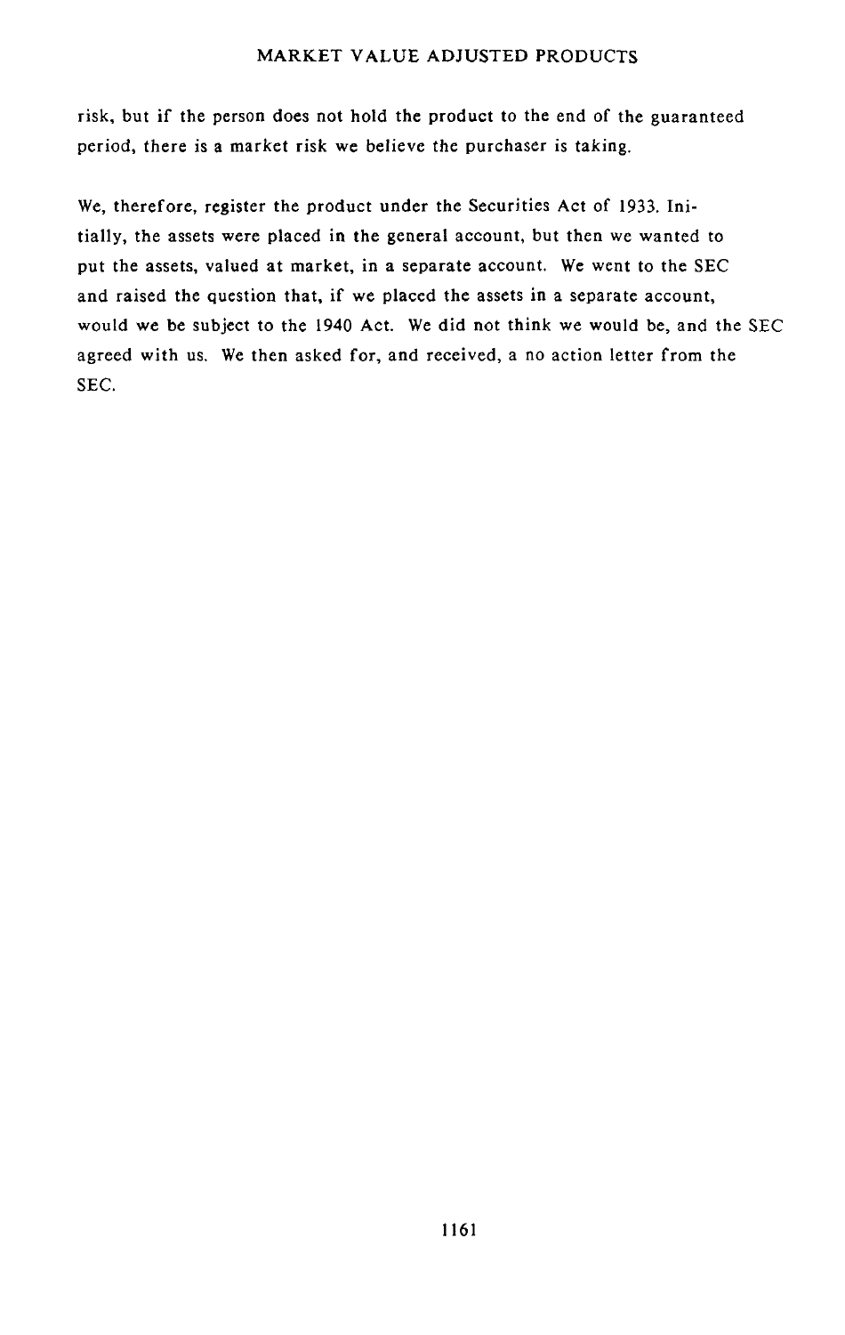risk, but if the person does not hold the product to the end of the guaranteed period, there is a market risk we believe the purchaser is taking.

We, therefore, register the product under the Securities Act of 1933. Initially, the assets were placed in the general account, but then we wanted to put the assets, valued at market, in a separate account. We went to the SEC and raised the question that, if we placed the assets in a separate account, would we be subject to the 1940 Act. We did not think we would be, and the SEC agreed with us. We then asked for, and received, a no action letter from the SEC.